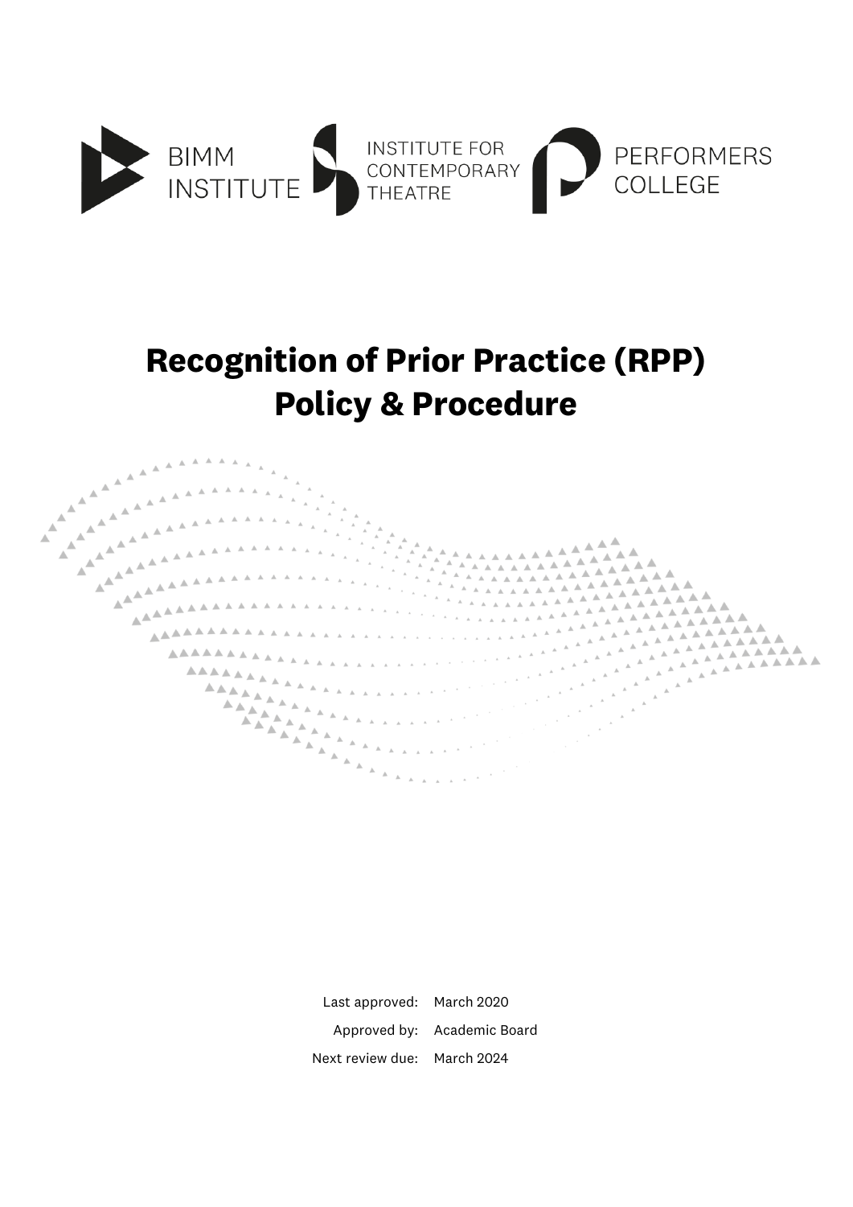BIMM INSTITUTE

INSTITUTE FOR CONTEMPORARY THEATRE

PERFORMERS COLLEGE

# Recognition of Prior Practice (RPP) Policy & Procedure

| | |
|---|---|
| Last approved: | March 2020 |
| Approved by: | Academic Board |
| Next review due: | March 2024 |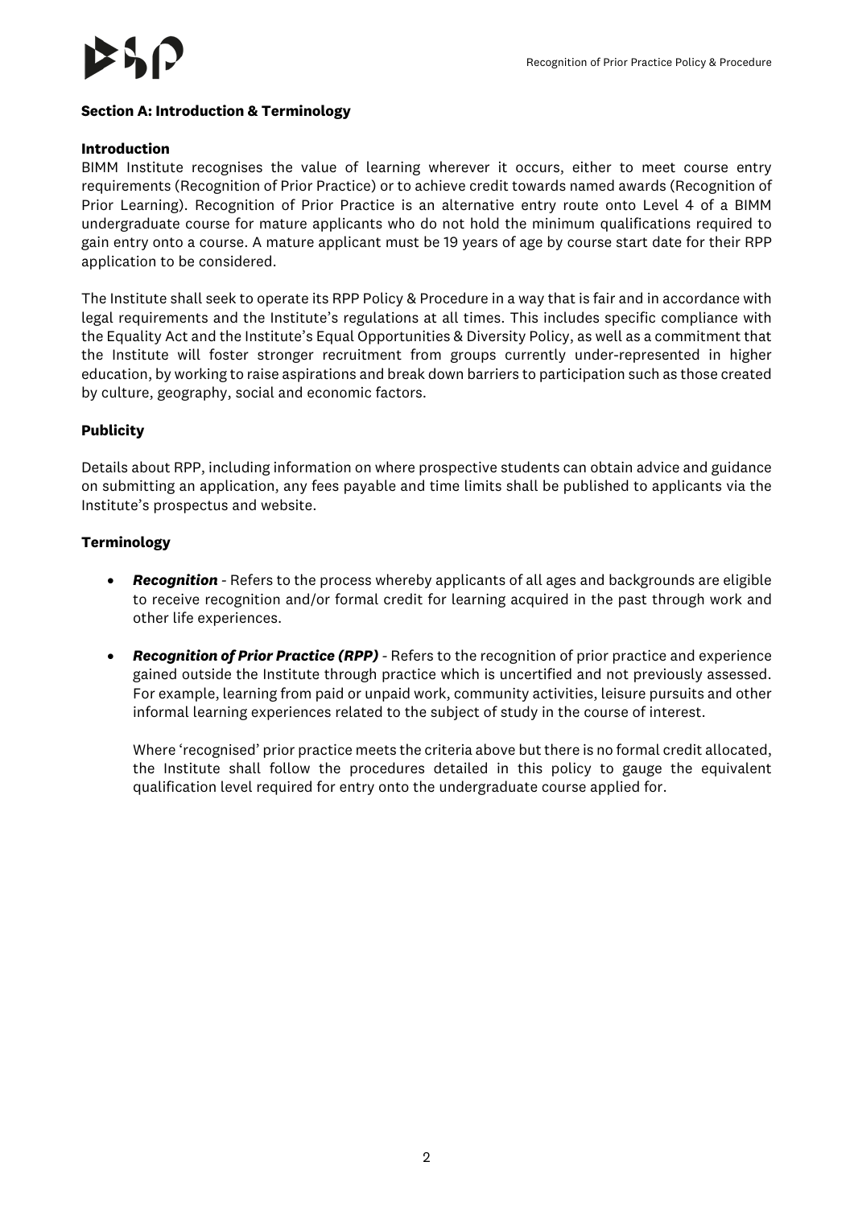## Section A: Introduction & Terminology

### Introduction

BIMM Institute recognises the value of learning wherever it occurs, either to meet course entry requirements (Recognition of Prior Practice) or to achieve credit towards named awards (Recognition of Prior Learning). Recognition of Prior Practice is an alternative entry route onto Level 4 of a BIMM undergraduate course for mature applicants who do not hold the minimum qualifications required to gain entry onto a course. A mature applicant must be 19 years of age by course start date for their RPP application to be considered.

The Institute shall seek to operate its RPP Policy & Procedure in a way that is fair and in accordance with legal requirements and the Institute's regulations at all times. This includes specific compliance with the Equality Act and the Institute's Equal Opportunities & Diversity Policy, as well as a commitment that the Institute will foster stronger recruitment from groups currently under-represented in higher education, by working to raise aspirations and break down barriers to participation such as those created by culture, geography, social and economic factors.

### Publicity

Details about RPP, including information on where prospective students can obtain advice and guidance on submitting an application, any fees payable and time limits shall be published to applicants via the Institute's prospectus and website.

### Terminology

- ***Recognition*** - Refers to the process whereby applicants of all ages and backgrounds are eligible to receive recognition and/or formal credit for learning acquired in the past through work and other life experiences.
- ***Recognition of Prior Practice (RPP)*** - Refers to the recognition of prior practice and experience gained outside the Institute through practice which is uncertified and not previously assessed. For example, learning from paid or unpaid work, community activities, leisure pursuits and other informal learning experiences related to the subject of study in the course of interest.

  Where 'recognised' prior practice meets the criteria above but there is no formal credit allocated, the Institute shall follow the procedures detailed in this policy to gauge the equivalent qualification level required for entry onto the undergraduate course applied for.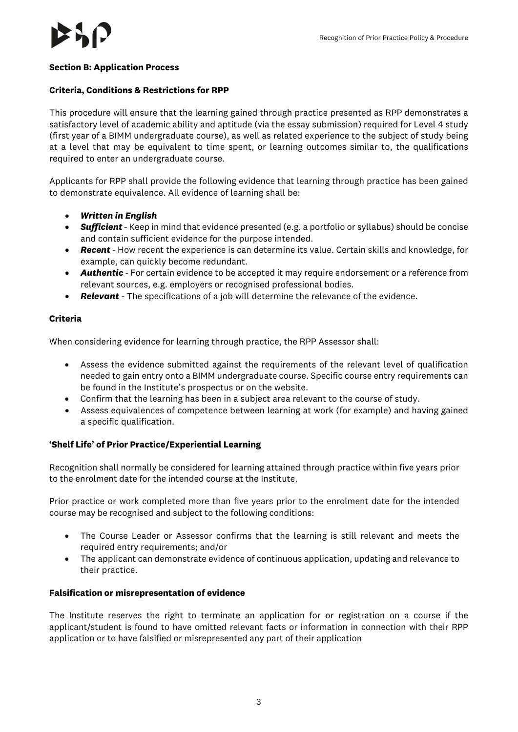**Section B: Application Process**

**Criteria, Conditions & Restrictions for RPP**

This procedure will ensure that the learning gained through practice presented as RPP demonstrates a satisfactory level of academic ability and aptitude (via the essay submission) required for Level 4 study (first year of a BIMM undergraduate course), as well as related experience to the subject of study being at a level that may be equivalent to time spent, or learning outcomes similar to, the qualifications required to enter an undergraduate course.

Applicants for RPP shall provide the following evidence that learning through practice has been gained to demonstrate equivalence. All evidence of learning shall be:

- ***Written in English***
- ***Sufficient*** - Keep in mind that evidence presented (e.g. a portfolio or syllabus) should be concise and contain sufficient evidence for the purpose intended.
- ***Recent*** - How recent the experience is can determine its value. Certain skills and knowledge, for example, can quickly become redundant.
- ***Authentic*** - For certain evidence to be accepted it may require endorsement or a reference from relevant sources, e.g. employers or recognised professional bodies.
- ***Relevant*** - The specifications of a job will determine the relevance of the evidence.

**Criteria**

When considering evidence for learning through practice, the RPP Assessor shall:

- Assess the evidence submitted against the requirements of the relevant level of qualification needed to gain entry onto a BIMM undergraduate course. Specific course entry requirements can be found in the Institute's prospectus or on the website.
- Confirm that the learning has been in a subject area relevant to the course of study.
- Assess equivalences of competence between learning at work (for example) and having gained a specific qualification.

**'Shelf Life' of Prior Practice/Experiential Learning**

Recognition shall normally be considered for learning attained through practice within five years prior to the enrolment date for the intended course at the Institute.

Prior practice or work completed more than five years prior to the enrolment date for the intended course may be recognised and subject to the following conditions:

- The Course Leader or Assessor confirms that the learning is still relevant and meets the required entry requirements; and/or
- The applicant can demonstrate evidence of continuous application, updating and relevance to their practice.

**Falsification or misrepresentation of evidence**

The Institute reserves the right to terminate an application for or registration on a course if the applicant/student is found to have omitted relevant facts or information in connection with their RPP application or to have falsified or misrepresented any part of their application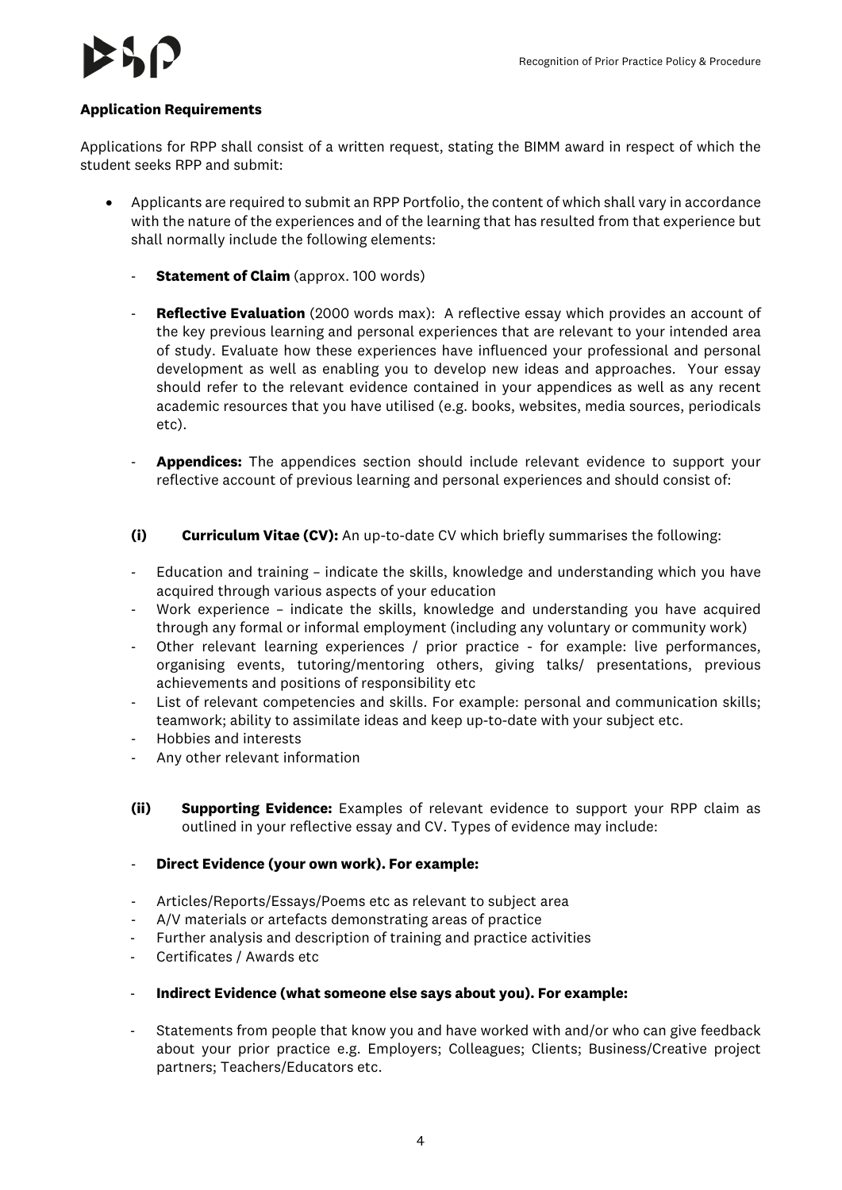**Application Requirements**

Applications for RPP shall consist of a written request, stating the BIMM award in respect of which the student seeks RPP and submit:

- Applicants are required to submit an RPP Portfolio, the content of which shall vary in accordance with the nature of the experiences and of the learning that has resulted from that experience but shall normally include the following elements:

  - **Statement of Claim** (approx. 100 words)

  - **Reflective Evaluation** (2000 words max): A reflective essay which provides an account of the key previous learning and personal experiences that are relevant to your intended area of study. Evaluate how these experiences have influenced your professional and personal development as well as enabling you to develop new ideas and approaches. Your essay should refer to the relevant evidence contained in your appendices as well as any recent academic resources that you have utilised (e.g. books, websites, media sources, periodicals etc).

  - **Appendices:** The appendices section should include relevant evidence to support your reflective account of previous learning and personal experiences and should consist of:

  **(i) Curriculum Vitae (CV):** An up-to-date CV which briefly summarises the following:

  - Education and training – indicate the skills, knowledge and understanding which you have acquired through various aspects of your education
  - Work experience – indicate the skills, knowledge and understanding you have acquired through any formal or informal employment (including any voluntary or community work)
  - Other relevant learning experiences / prior practice - for example: live performances, organising events, tutoring/mentoring others, giving talks/ presentations, previous achievements and positions of responsibility etc
  - List of relevant competencies and skills. For example: personal and communication skills; teamwork; ability to assimilate ideas and keep up-to-date with your subject etc.
  - Hobbies and interests
  - Any other relevant information

  **(ii) Supporting Evidence:** Examples of relevant evidence to support your RPP claim as outlined in your reflective essay and CV. Types of evidence may include:

  - **Direct Evidence (your own work). For example:**

  - Articles/Reports/Essays/Poems etc as relevant to subject area
  - A/V materials or artefacts demonstrating areas of practice
  - Further analysis and description of training and practice activities
  - Certificates / Awards etc

  - **Indirect Evidence (what someone else says about you). For example:**

  - Statements from people that know you and have worked with and/or who can give feedback about your prior practice e.g. Employers; Colleagues; Clients; Business/Creative project partners; Teachers/Educators etc.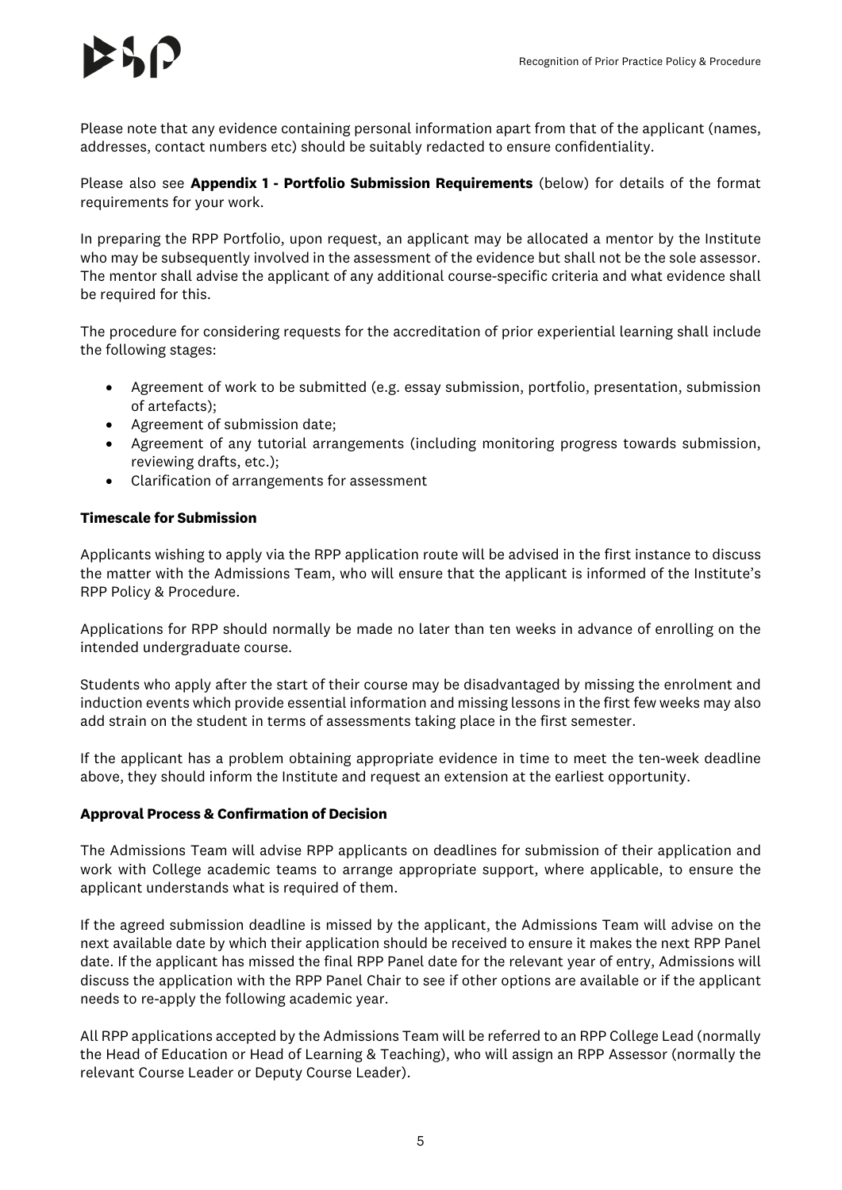Please note that any evidence containing personal information apart from that of the applicant (names, addresses, contact numbers etc) should be suitably redacted to ensure confidentiality.

Please also see **Appendix 1 - Portfolio Submission Requirements** (below) for details of the format requirements for your work.

In preparing the RPP Portfolio, upon request, an applicant may be allocated a mentor by the Institute who may be subsequently involved in the assessment of the evidence but shall not be the sole assessor. The mentor shall advise the applicant of any additional course-specific criteria and what evidence shall be required for this.

The procedure for considering requests for the accreditation of prior experiential learning shall include the following stages:

- Agreement of work to be submitted (e.g. essay submission, portfolio, presentation, submission of artefacts);
- Agreement of submission date;
- Agreement of any tutorial arrangements (including monitoring progress towards submission, reviewing drafts, etc.);
- Clarification of arrangements for assessment

**Timescale for Submission**

Applicants wishing to apply via the RPP application route will be advised in the first instance to discuss the matter with the Admissions Team, who will ensure that the applicant is informed of the Institute's RPP Policy & Procedure.

Applications for RPP should normally be made no later than ten weeks in advance of enrolling on the intended undergraduate course.

Students who apply after the start of their course may be disadvantaged by missing the enrolment and induction events which provide essential information and missing lessons in the first few weeks may also add strain on the student in terms of assessments taking place in the first semester.

If the applicant has a problem obtaining appropriate evidence in time to meet the ten-week deadline above, they should inform the Institute and request an extension at the earliest opportunity.

**Approval Process & Confirmation of Decision**

The Admissions Team will advise RPP applicants on deadlines for submission of their application and work with College academic teams to arrange appropriate support, where applicable, to ensure the applicant understands what is required of them.

If the agreed submission deadline is missed by the applicant, the Admissions Team will advise on the next available date by which their application should be received to ensure it makes the next RPP Panel date. If the applicant has missed the final RPP Panel date for the relevant year of entry, Admissions will discuss the application with the RPP Panel Chair to see if other options are available or if the applicant needs to re-apply the following academic year.

All RPP applications accepted by the Admissions Team will be referred to an RPP College Lead (normally the Head of Education or Head of Learning & Teaching), who will assign an RPP Assessor (normally the relevant Course Leader or Deputy Course Leader).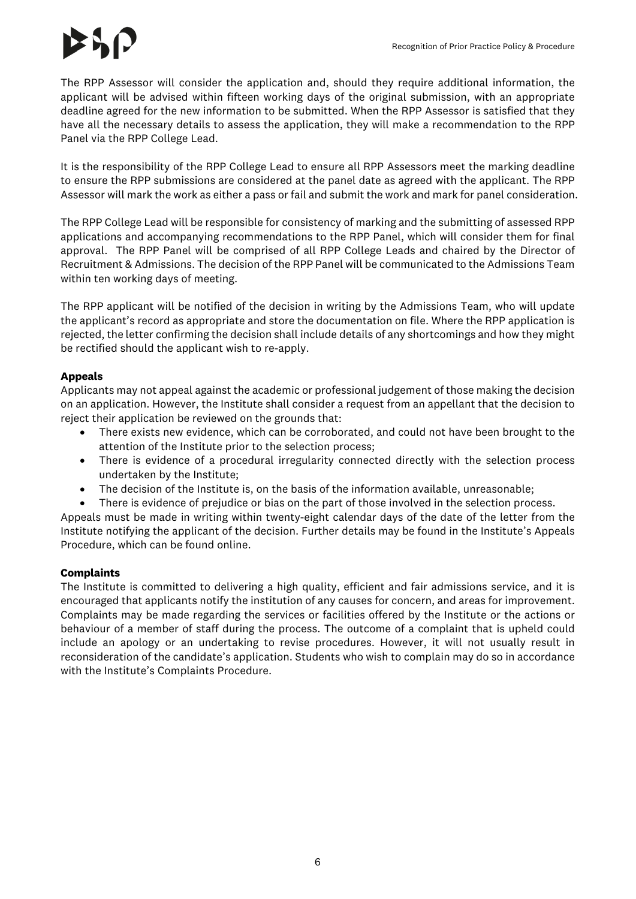The RPP Assessor will consider the application and, should they require additional information, the applicant will be advised within fifteen working days of the original submission, with an appropriate deadline agreed for the new information to be submitted. When the RPP Assessor is satisfied that they have all the necessary details to assess the application, they will make a recommendation to the RPP Panel via the RPP College Lead.

It is the responsibility of the RPP College Lead to ensure all RPP Assessors meet the marking deadline to ensure the RPP submissions are considered at the panel date as agreed with the applicant. The RPP Assessor will mark the work as either a pass or fail and submit the work and mark for panel consideration.

The RPP College Lead will be responsible for consistency of marking and the submitting of assessed RPP applications and accompanying recommendations to the RPP Panel, which will consider them for final approval. The RPP Panel will be comprised of all RPP College Leads and chaired by the Director of Recruitment & Admissions. The decision of the RPP Panel will be communicated to the Admissions Team within ten working days of meeting.

The RPP applicant will be notified of the decision in writing by the Admissions Team, who will update the applicant's record as appropriate and store the documentation on file. Where the RPP application is rejected, the letter confirming the decision shall include details of any shortcomings and how they might be rectified should the applicant wish to re-apply.

**Appeals**

Applicants may not appeal against the academic or professional judgement of those making the decision on an application. However, the Institute shall consider a request from an appellant that the decision to reject their application be reviewed on the grounds that:

- There exists new evidence, which can be corroborated, and could not have been brought to the attention of the Institute prior to the selection process;
- There is evidence of a procedural irregularity connected directly with the selection process undertaken by the Institute;
- The decision of the Institute is, on the basis of the information available, unreasonable;
- There is evidence of prejudice or bias on the part of those involved in the selection process.

Appeals must be made in writing within twenty-eight calendar days of the date of the letter from the Institute notifying the applicant of the decision. Further details may be found in the Institute's Appeals Procedure, which can be found online.

**Complaints**

The Institute is committed to delivering a high quality, efficient and fair admissions service, and it is encouraged that applicants notify the institution of any causes for concern, and areas for improvement. Complaints may be made regarding the services or facilities offered by the Institute or the actions or behaviour of a member of staff during the process. The outcome of a complaint that is upheld could include an apology or an undertaking to revise procedures. However, it will not usually result in reconsideration of the candidate's application. Students who wish to complain may do so in accordance with the Institute's Complaints Procedure.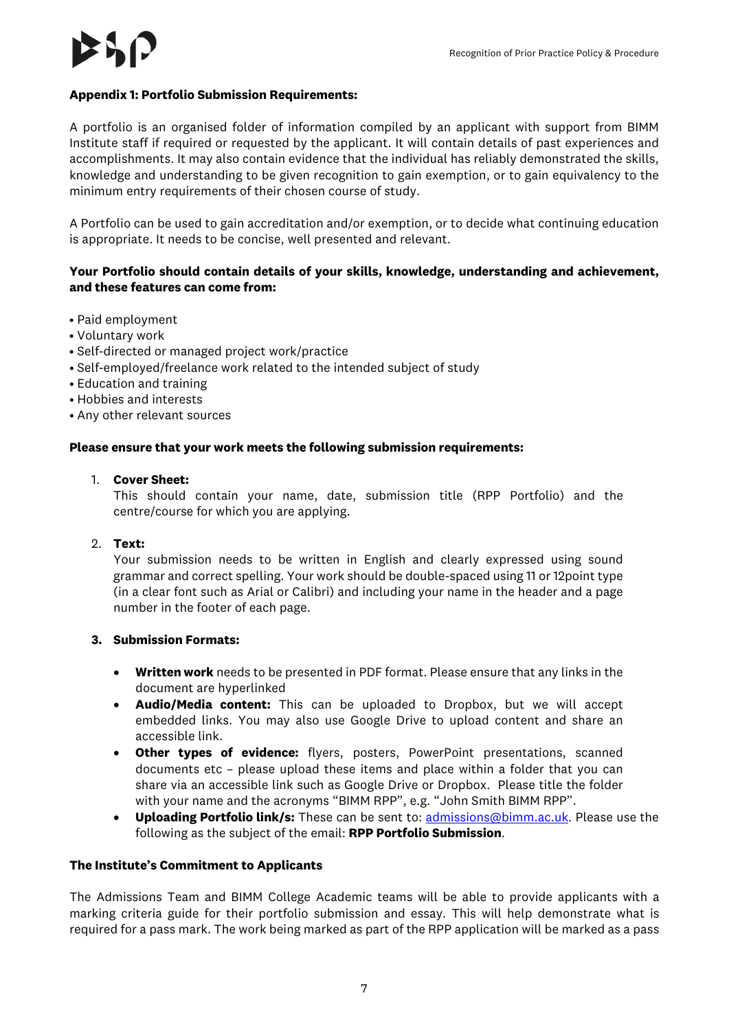**Appendix 1: Portfolio Submission Requirements:**

A portfolio is an organised folder of information compiled by an applicant with support from BIMM Institute staff if required or requested by the applicant. It will contain details of past experiences and accomplishments. It may also contain evidence that the individual has reliably demonstrated the skills, knowledge and understanding to be given recognition to gain exemption, or to gain equivalency to the minimum entry requirements of their chosen course of study.

A Portfolio can be used to gain accreditation and/or exemption, or to decide what continuing education is appropriate. It needs to be concise, well presented and relevant.

**Your Portfolio should contain details of your skills, knowledge, understanding and achievement, and these features can come from:**

- Paid employment
- Voluntary work
- Self-directed or managed project work/practice
- Self-employed/freelance work related to the intended subject of study
- Education and training
- Hobbies and interests
- Any other relevant sources

**Please ensure that your work meets the following submission requirements:**

1. **Cover Sheet:**
   This should contain your name, date, submission title (RPP Portfolio) and the centre/course for which you are applying.

2. **Text:**
   Your submission needs to be written in English and clearly expressed using sound grammar and correct spelling. Your work should be double-spaced using 11 or 12point type (in a clear font such as Arial or Calibri) and including your name in the header and a page number in the footer of each page.

3. **Submission Formats:**
   - **Written work** needs to be presented in PDF format. Please ensure that any links in the document are hyperlinked
   - **Audio/Media content:** This can be uploaded to Dropbox, but we will accept embedded links. You may also use Google Drive to upload content and share an accessible link.
   - **Other types of evidence:** flyers, posters, PowerPoint presentations, scanned documents etc – please upload these items and place within a folder that you can share via an accessible link such as Google Drive or Dropbox. Please title the folder with your name and the acronyms "BIMM RPP", e.g. "John Smith BIMM RPP".
   - **Uploading Portfolio link/s:** These can be sent to: admissions@bimm.ac.uk. Please use the following as the subject of the email: **RPP Portfolio Submission**.

**The Institute's Commitment to Applicants**

The Admissions Team and BIMM College Academic teams will be able to provide applicants with a marking criteria guide for their portfolio submission and essay. This will help demonstrate what is required for a pass mark. The work being marked as part of the RPP application will be marked as a pass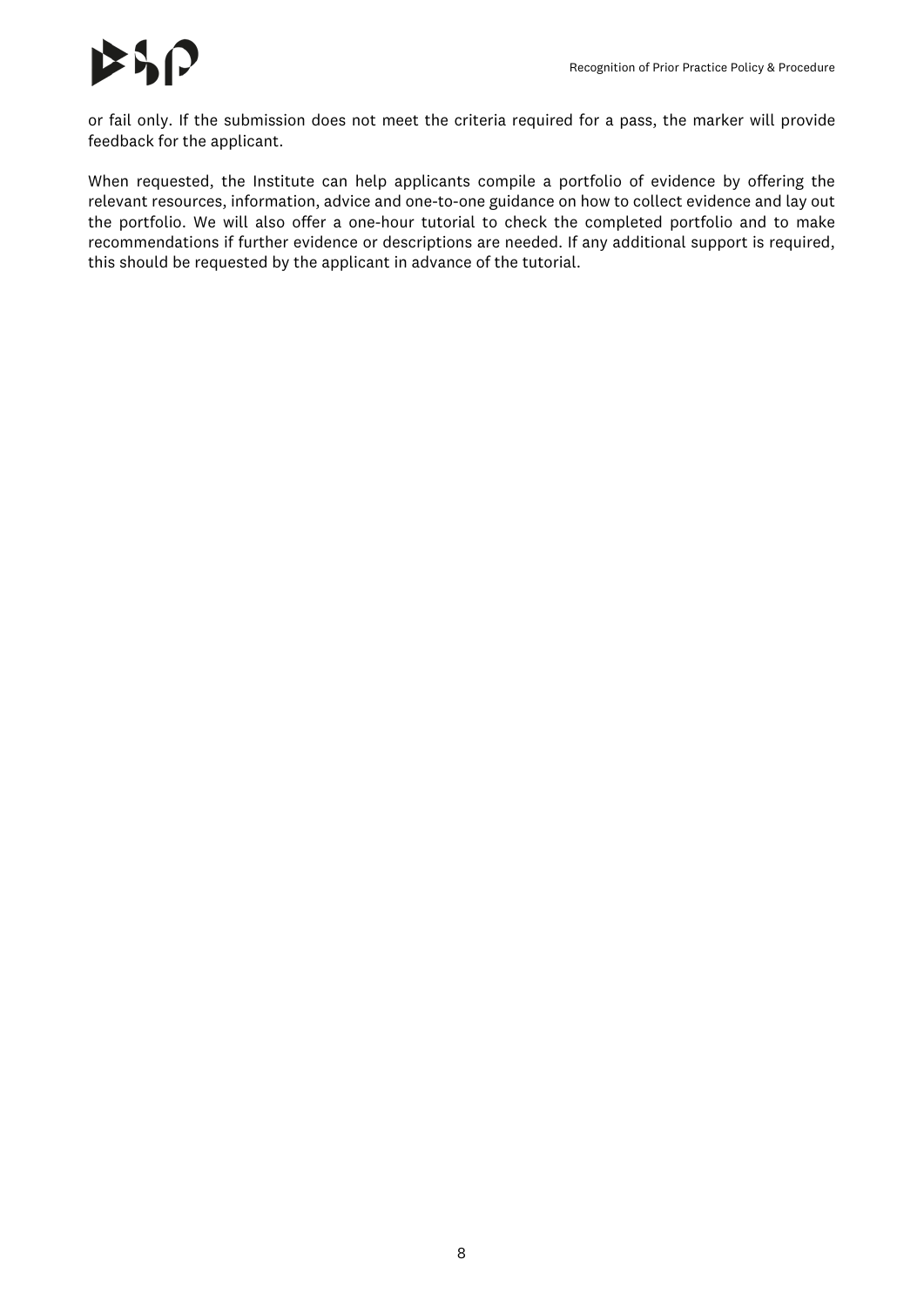or fail only. If the submission does not meet the criteria required for a pass, the marker will provide feedback for the applicant.

When requested, the Institute can help applicants compile a portfolio of evidence by offering the relevant resources, information, advice and one-to-one guidance on how to collect evidence and lay out the portfolio. We will also offer a one-hour tutorial to check the completed portfolio and to make recommendations if further evidence or descriptions are needed. If any additional support is required, this should be requested by the applicant in advance of the tutorial.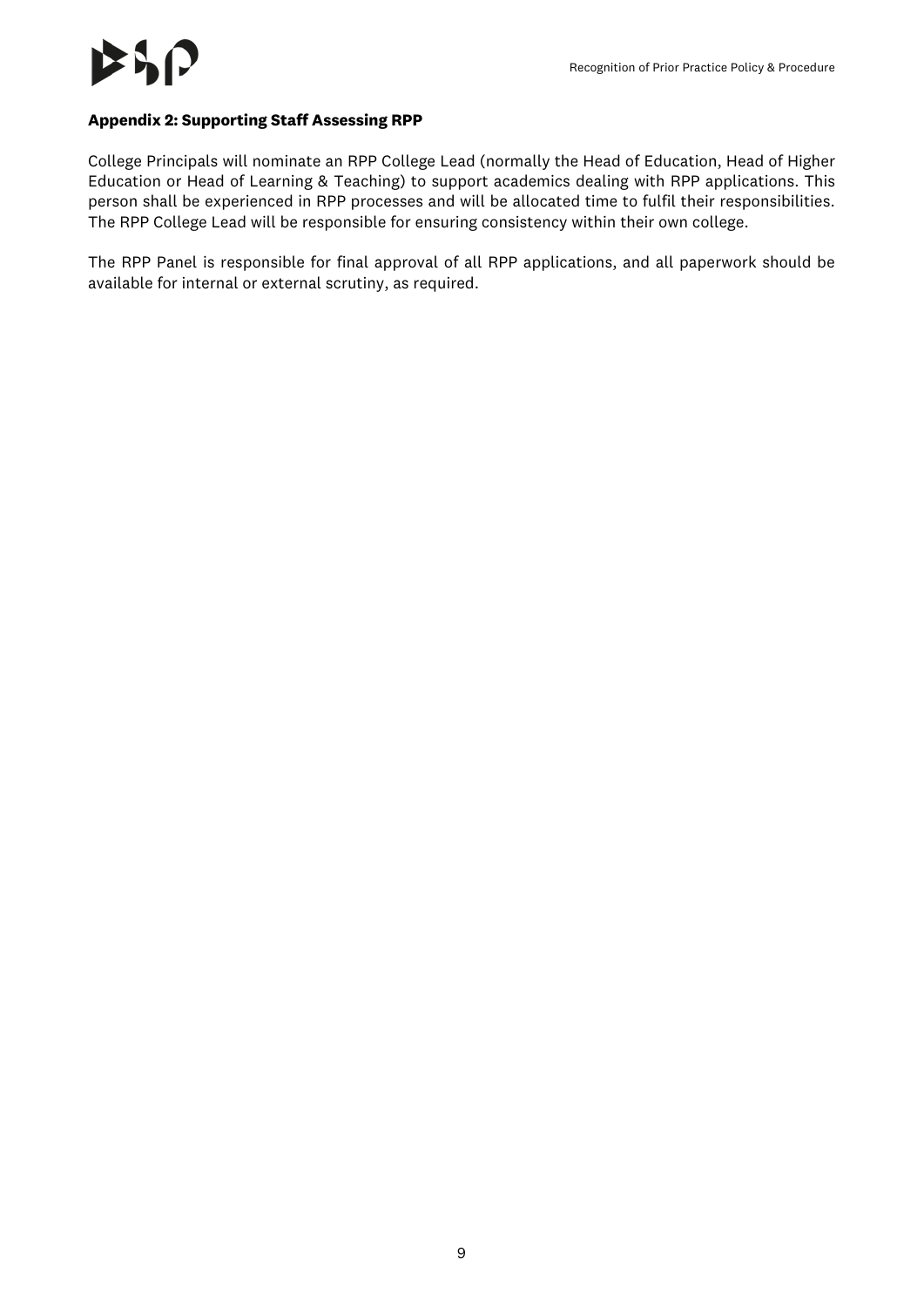**Appendix 2: Supporting Staff Assessing RPP**

College Principals will nominate an RPP College Lead (normally the Head of Education, Head of Higher Education or Head of Learning & Teaching) to support academics dealing with RPP applications. This person shall be experienced in RPP processes and will be allocated time to fulfil their responsibilities. The RPP College Lead will be responsible for ensuring consistency within their own college.

The RPP Panel is responsible for final approval of all RPP applications, and all paperwork should be available for internal or external scrutiny, as required.